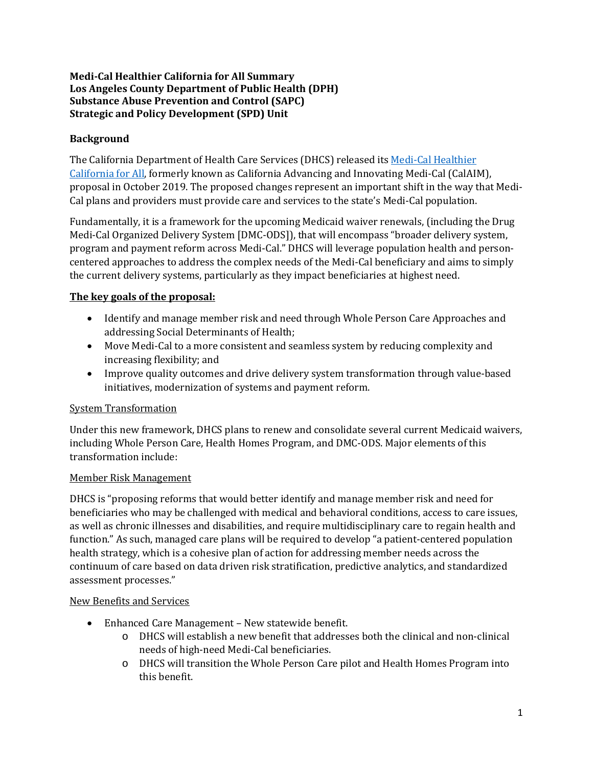**Medi-Cal Healthier California for All Summary**
**Los Angeles County Department of Public Health (DPH)**
**Substance Abuse Prevention and Control (SAPC)**
**Strategic and Policy Development (SPD) Unit**

## Background

The California Department of Health Care Services (DHCS) released its [Medi-Cal Healthier California for All](), formerly known as California Advancing and Innovating Medi-Cal (CalAIM), proposal in October 2019. The proposed changes represent an important shift in the way that Medi-Cal plans and providers must provide care and services to the state's Medi-Cal population.

Fundamentally, it is a framework for the upcoming Medicaid waiver renewals, (including the Drug Medi-Cal Organized Delivery System [DMC-ODS]), that will encompass "broader delivery system, program and payment reform across Medi-Cal." DHCS will leverage population health and person-centered approaches to address the complex needs of the Medi-Cal beneficiary and aims to simply the current delivery systems, particularly as they impact beneficiaries at highest need.

**The key goals of the proposal:**

- Identify and manage member risk and need through Whole Person Care Approaches and addressing Social Determinants of Health;
- Move Medi-Cal to a more consistent and seamless system by reducing complexity and increasing flexibility; and
- Improve quality outcomes and drive delivery system transformation through value-based initiatives, modernization of systems and payment reform.

System Transformation

Under this new framework, DHCS plans to renew and consolidate several current Medicaid waivers, including Whole Person Care, Health Homes Program, and DMC-ODS. Major elements of this transformation include:

Member Risk Management

DHCS is "proposing reforms that would better identify and manage member risk and need for beneficiaries who may be challenged with medical and behavioral conditions, access to care issues, as well as chronic illnesses and disabilities, and require multidisciplinary care to regain health and function." As such, managed care plans will be required to develop "a patient-centered population health strategy, which is a cohesive plan of action for addressing member needs across the continuum of care based on data driven risk stratification, predictive analytics, and standardized assessment processes."

New Benefits and Services

- Enhanced Care Management – New statewide benefit.
    - DHCS will establish a new benefit that addresses both the clinical and non-clinical needs of high-need Medi-Cal beneficiaries.
    - DHCS will transition the Whole Person Care pilot and Health Homes Program into this benefit.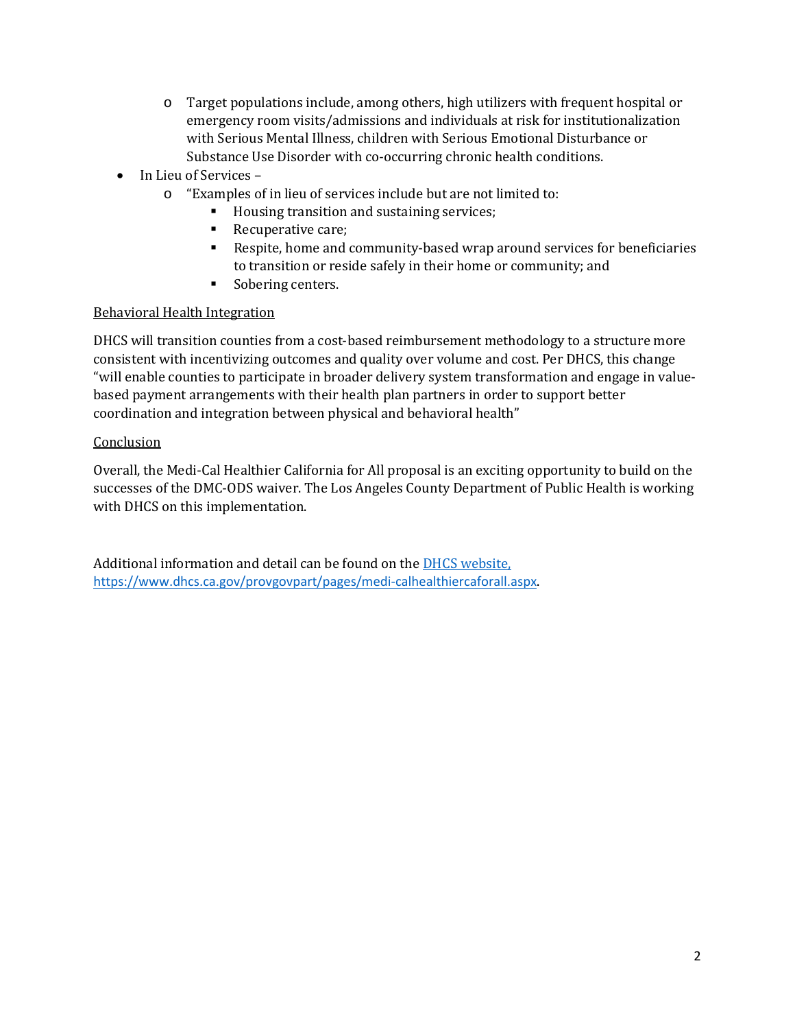- Target populations include, among others, high utilizers with frequent hospital or emergency room visits/admissions and individuals at risk for institutionalization with Serious Mental Illness, children with Serious Emotional Disturbance or Substance Use Disorder with co-occurring chronic health conditions.
- In Lieu of Services –
    - "Examples of in lieu of services include but are not limited to:
        - Housing transition and sustaining services;
        - Recuperative care;
        - Respite, home and community-based wrap around services for beneficiaries to transition or reside safely in their home or community; and
        - Sobering centers.

<u>Behavioral Health Integration</u>

DHCS will transition counties from a cost-based reimbursement methodology to a structure more consistent with incentivizing outcomes and quality over volume and cost. Per DHCS, this change "will enable counties to participate in broader delivery system transformation and engage in value-based payment arrangements with their health plan partners in order to support better coordination and integration between physical and behavioral health"

<u>Conclusion</u>

Overall, the Medi-Cal Healthier California for All proposal is an exciting opportunity to build on the successes of the DMC-ODS waiver. The Los Angeles County Department of Public Health is working with DHCS on this implementation.

Additional information and detail can be found on the [DHCS website, https://www.dhcs.ca.gov/provgovpart/pages/medi-calhealthiercaforall.aspx](https://www.dhcs.ca.gov/provgovpart/pages/medi-calhealthiercaforall.aspx).